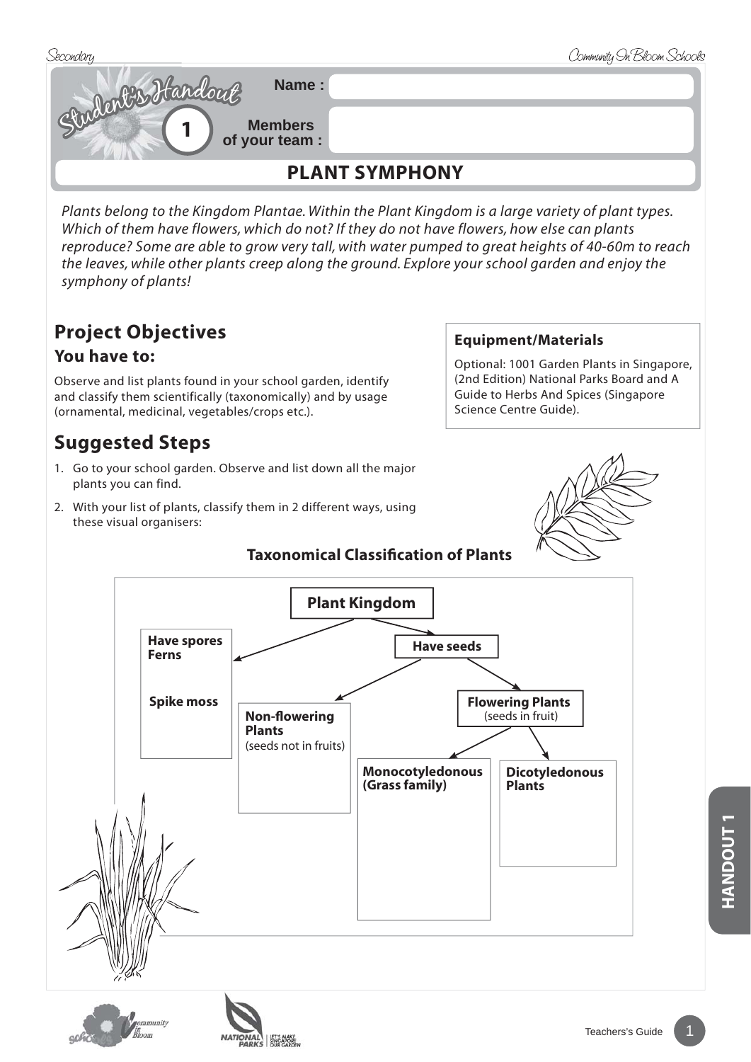# Student's Handout 1

**Name :**

**Members of your team :**

## PLANT SYMPHONY

*Plants belong to the Kingdom Plantae. Within the Plant Kingdom is a large variety of plant types. Which of them have flowers, which do not? If they do not have flowers, how else can plants reproduce? Some are able to grow very tall, with water pumped to great heights of 40-60m to reach the leaves, while other plants creep along the ground. Explore your school garden and enjoy the symphony of plants!*

## Project Objectives

### You have to:

Observe and list plants found in your school garden, identify and classify them scientifically (taxonomically) and by usage (ornamental, medicinal, vegetables/crops etc.).

### Equipment/Materials

Optional: 1001 Garden Plants in Singapore, (2nd Edition) National Parks Board and A Guide to Herbs And Spices (Singapore Science Centre Guide).

## Suggested Steps

1. Go to your school garden. Observe and list down all the major plants you can find.
2. With your list of plants, classify them in 2 different ways, using these visual organisers:

### Taxonomical Classification of Plants

- **Plant Kingdom**
  - **Have spores**
    - **Ferns**
    - **Spike moss**
  - **Have seeds**
    - **Non-flowering Plants** (seeds not in fruits)
    - **Flowering Plants** (seeds in fruit)
      - **Monocotyledonous (Grass family)**
      - **Dicotyledonous Plants**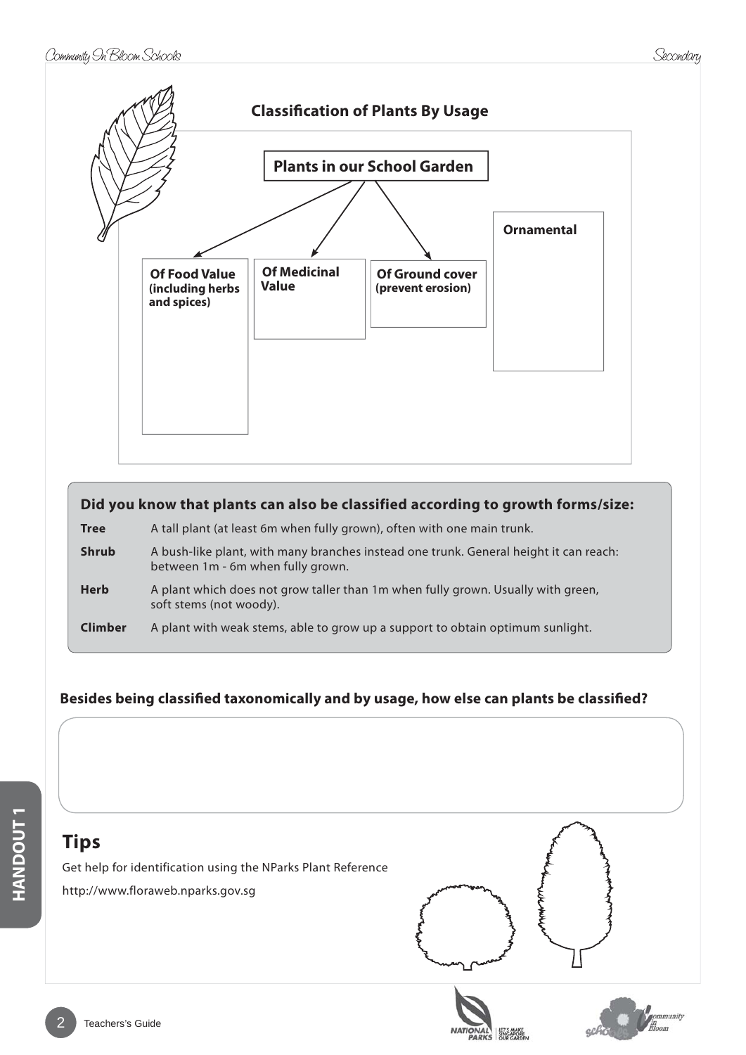## Classification of Plants By Usage

**Plants in our School Garden**

- **Of Food Value (including herbs and spices)**
- **Of Medicinal Value**
- **Of Ground cover (prevent erosion)**
- **Ornamental**

### Did you know that plants can also be classified according to growth forms/size:

| | |
|---|---|
| **Tree** | A tall plant (at least 6m when fully grown), often with one main trunk. |
| **Shrub** | A bush-like plant, with many branches instead one trunk. General height it can reach: between 1m - 6m when fully grown. |
| **Herb** | A plant which does not grow taller than 1m when fully grown. Usually with green, soft stems (not woody). |
| **Climber** | A plant with weak stems, able to grow up a support to obtain optimum sunlight. |

**Besides being classified taxonomically and by usage, how else can plants be classified?**

## Tips

Get help for identification using the NParks Plant Reference

http://www.floraweb.nparks.gov.sg

HANDOUT 1